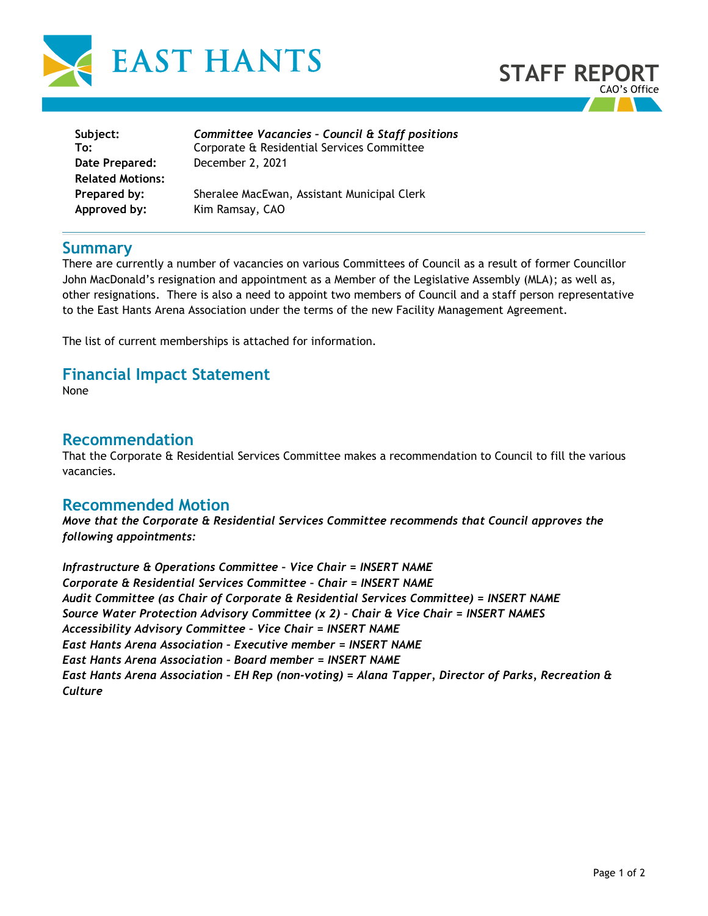EAST HANTS

# STAFF REPORT

CAO's Office

| | |
|---|---|
| **Subject:** | ***Committee Vacancies – Council & Staff positions*** |
| **To:** | Corporate & Residential Services Committee |
| **Date Prepared:** | December 2, 2021 |
| **Related Motions:** | |
| **Prepared by:** | Sheralee MacEwan, Assistant Municipal Clerk |
| **Approved by:** | Kim Ramsay, CAO |

## Summary

There are currently a number of vacancies on various Committees of Council as a result of former Councillor John MacDonald's resignation and appointment as a Member of the Legislative Assembly (MLA); as well as, other resignations. There is also a need to appoint two members of Council and a staff person representative to the East Hants Arena Association under the terms of the new Facility Management Agreement.

The list of current memberships is attached for information.

## Financial Impact Statement

None

## Recommendation

That the Corporate & Residential Services Committee makes a recommendation to Council to fill the various vacancies.

## Recommended Motion

***Move that the Corporate & Residential Services Committee recommends that Council approves the following appointments:***

***Infrastructure & Operations Committee – Vice Chair = INSERT NAME***
***Corporate & Residential Services Committee – Chair = INSERT NAME***
***Audit Committee (as Chair of Corporate & Residential Services Committee) = INSERT NAME***
***Source Water Protection Advisory Committee (x 2) – Chair & Vice Chair = INSERT NAMES***
***Accessibility Advisory Committee – Vice Chair = INSERT NAME***
***East Hants Arena Association – Executive member = INSERT NAME***
***East Hants Arena Association – Board member = INSERT NAME***
***East Hants Arena Association – EH Rep (non-voting) = Alana Tapper, Director of Parks, Recreation & Culture***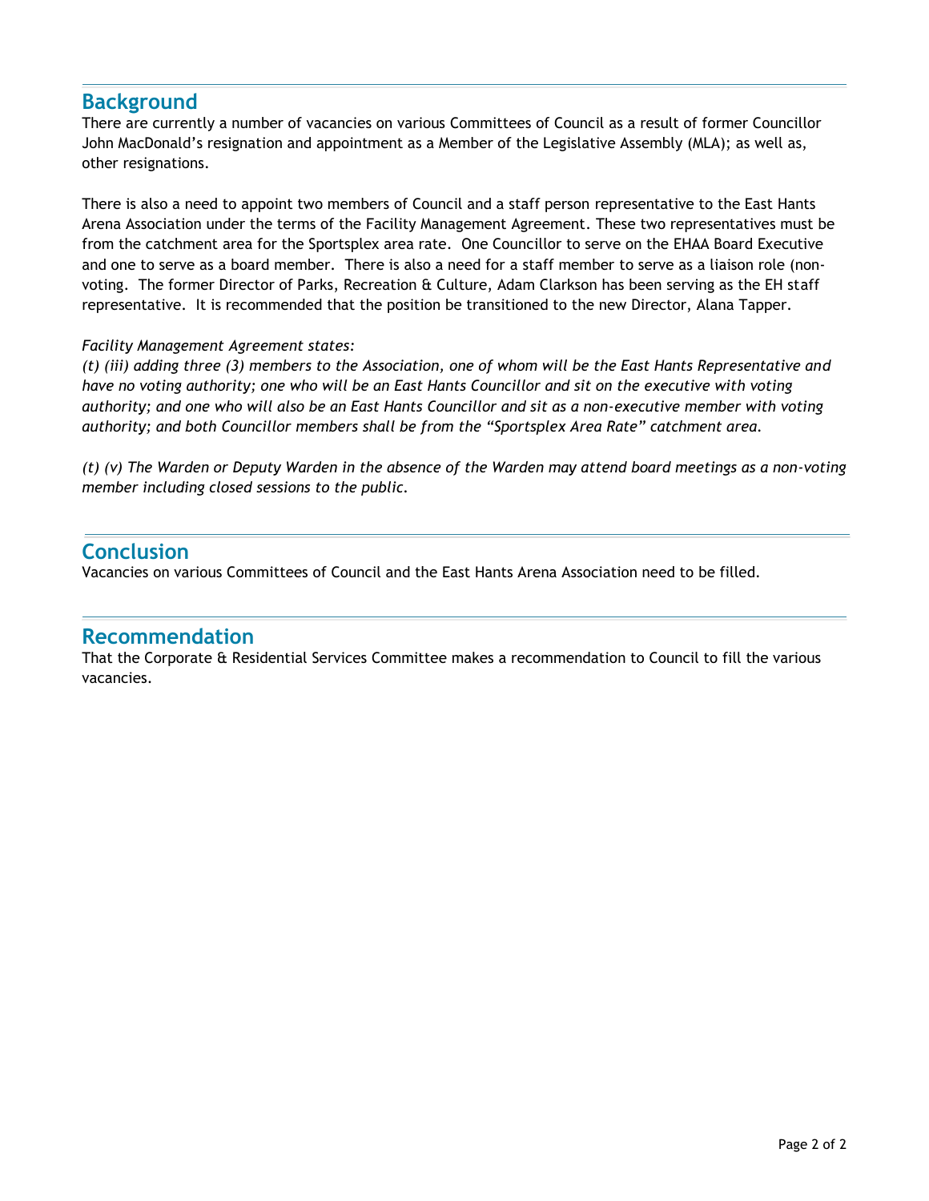## Background

There are currently a number of vacancies on various Committees of Council as a result of former Councillor John MacDonald's resignation and appointment as a Member of the Legislative Assembly (MLA); as well as, other resignations.

There is also a need to appoint two members of Council and a staff person representative to the East Hants Arena Association under the terms of the Facility Management Agreement. These two representatives must be from the catchment area for the Sportsplex area rate. One Councillor to serve on the EHAA Board Executive and one to serve as a board member. There is also a need for a staff member to serve as a liaison role (non-voting. The former Director of Parks, Recreation & Culture, Adam Clarkson has been serving as the EH staff representative. It is recommended that the position be transitioned to the new Director, Alana Tapper.

*Facility Management Agreement states:*

*(t) (iii) adding three (3) members to the Association, one of whom will be the East Hants Representative and have no voting authority; one who will be an East Hants Councillor and sit on the executive with voting authority; and one who will also be an East Hants Councillor and sit as a non-executive member with voting authority; and both Councillor members shall be from the "Sportsplex Area Rate" catchment area.*

*(t) (v) The Warden or Deputy Warden in the absence of the Warden may attend board meetings as a non-voting member including closed sessions to the public.*

## Conclusion

Vacancies on various Committees of Council and the East Hants Arena Association need to be filled.

## Recommendation

That the Corporate & Residential Services Committee makes a recommendation to Council to fill the various vacancies.